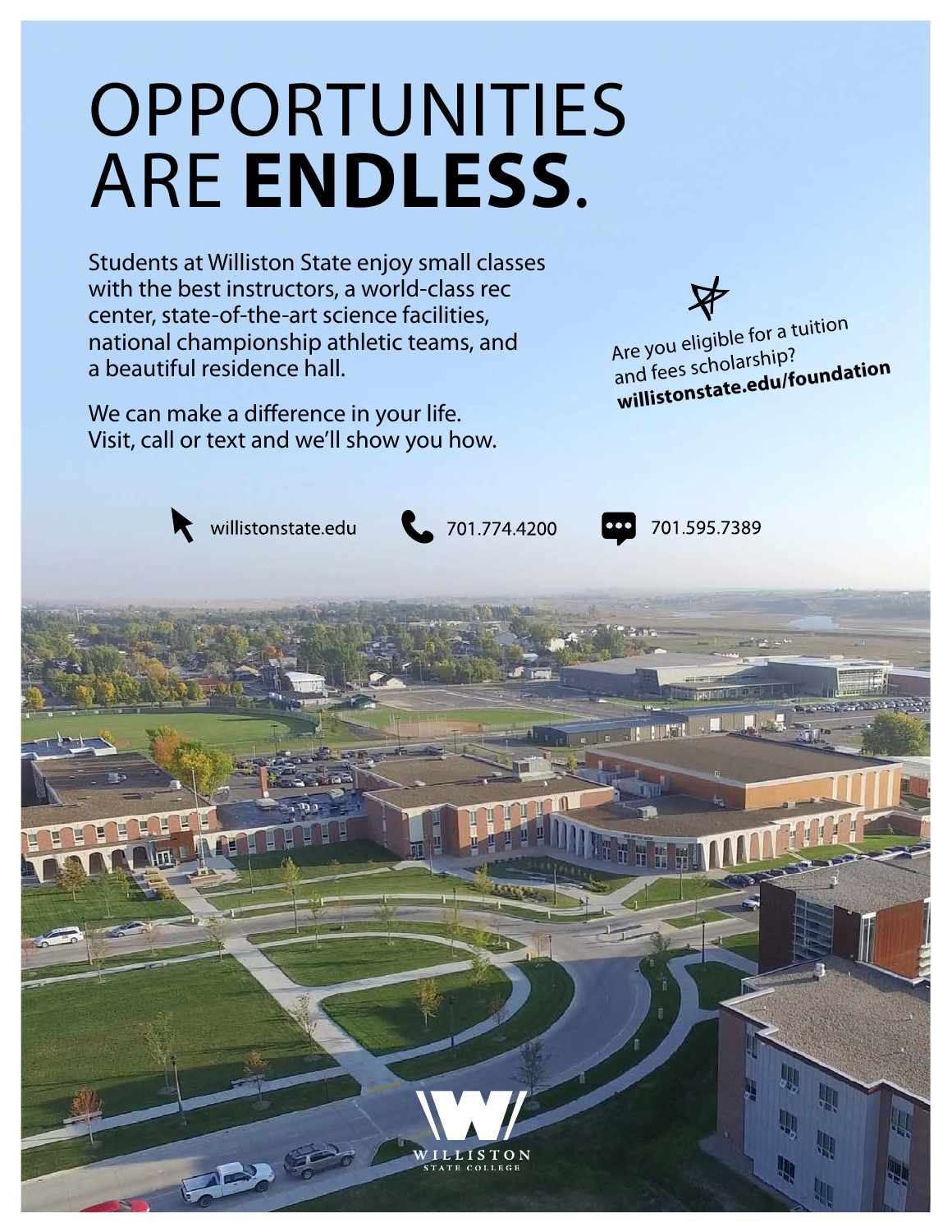# OPPORTUNITIES ARE **ENDLESS**.

Students at Williston State enjoy small classes with the best instructors, a world-class rec center, state-of-the-art science facilities, national championship athletic teams, and a beautiful residence hall.

We can make a difference in your life. Visit, call or text and we'll show you how.

Are you eligible for a tuition and fees scholarship? **willistonstate.edu/foundation**

willistonstate.edu

701.774.4200

701.595.7389

WILLISTON STATE COLLEGE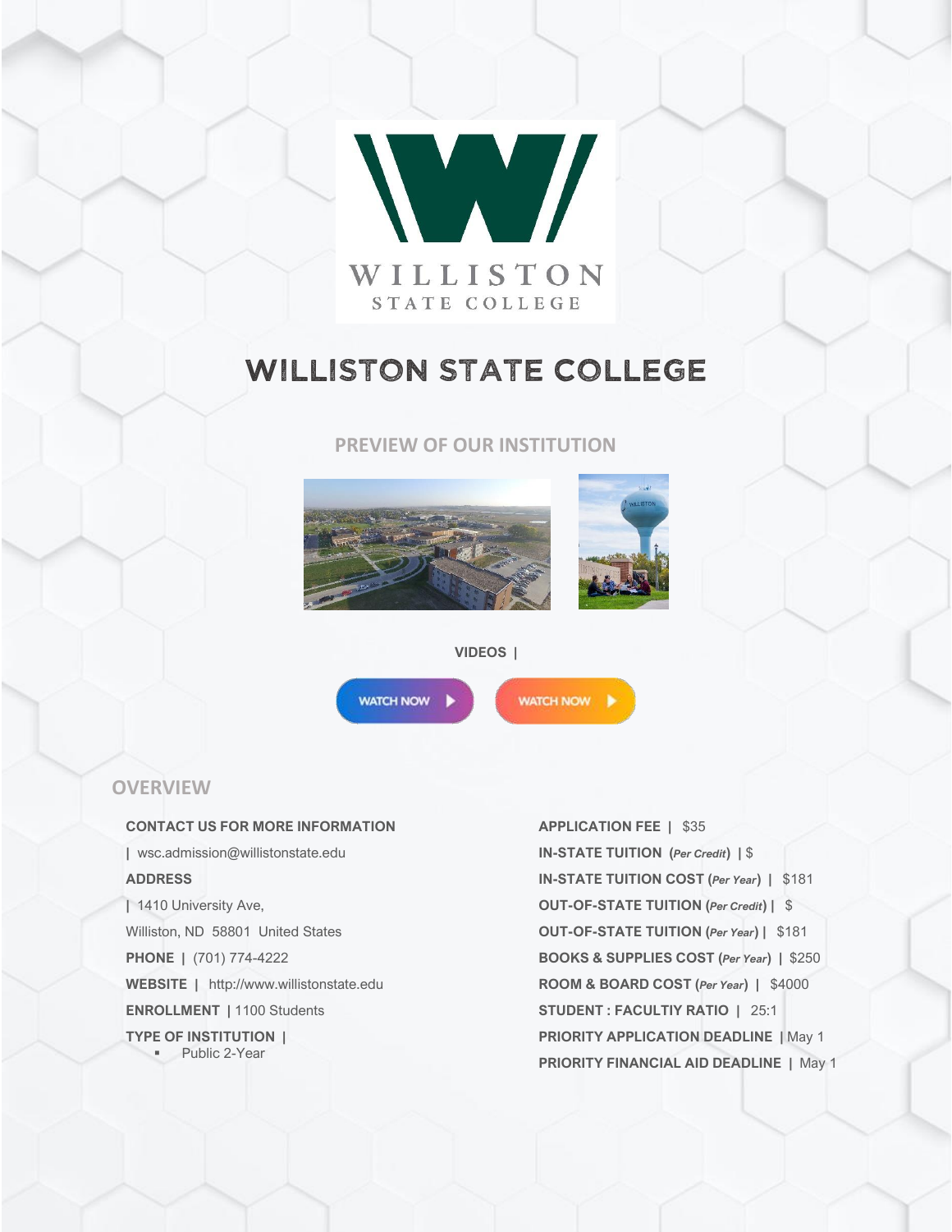# WILLISTON STATE COLLEGE

## PREVIEW OF OUR INSTITUTION

**VIDEOS |**

WATCH NOW

WATCH NOW

## OVERVIEW

**CONTACT US FOR MORE INFORMATION**

| wsc.admission@willistonstate.edu

**ADDRESS**

| 1410 University Ave,

Williston, ND 58801 United States

**PHONE |** (701) 774-4222

**WEBSITE |** http://www.willistonstate.edu

**ENROLLMENT |** 1100 Students

**TYPE OF INSTITUTION |**

- Public 2-Year

**APPLICATION FEE |** $35

**IN-STATE TUITION (*Per Credit*) |** $

**IN-STATE TUITION COST (*Per Year*) |** $181

**OUT-OF-STATE TUITION (*Per Credit*) |** $

**OUT-OF-STATE TUITION (*Per Year*) |** $181

**BOOKS & SUPPLIES COST (*Per Year*) |** $250

**ROOM & BOARD COST (*Per Year*) |** $4000

**STUDENT : FACULTIY RATIO |** 25:1

**PRIORITY APPLICATION DEADLINE |** May 1

**PRIORITY FINANCIAL AID DEADLINE |** May 1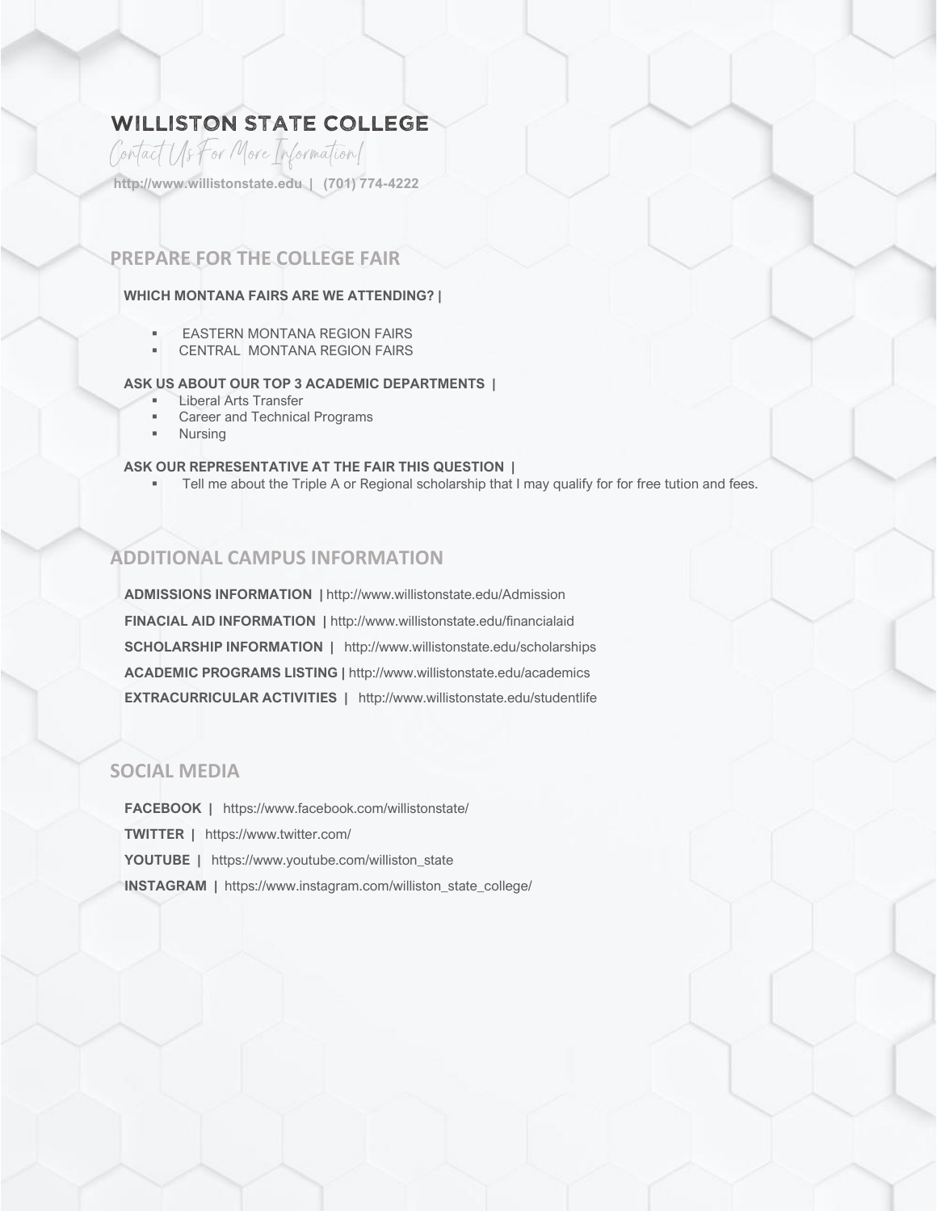# WILLISTON STATE COLLEGE

*Contact Us For More Information!*

**http://www.willistonstate.edu | (701) 774-4222**

## PREPARE FOR THE COLLEGE FAIR

**WHICH MONTANA FAIRS ARE WE ATTENDING? |**

- EASTERN MONTANA REGION FAIRS
- CENTRAL MONTANA REGION FAIRS

**ASK US ABOUT OUR TOP 3 ACADEMIC DEPARTMENTS |**

- Liberal Arts Transfer
- Career and Technical Programs
- Nursing

**ASK OUR REPRESENTATIVE AT THE FAIR THIS QUESTION |**

- Tell me about the Triple A or Regional scholarship that I may qualify for for free tution and fees.

## ADDITIONAL CAMPUS INFORMATION

**ADMISSIONS INFORMATION |** http://www.willistonstate.edu/Admission

**FINACIAL AID INFORMATION |** http://www.willistonstate.edu/financialaid

**SCHOLARSHIP INFORMATION |** http://www.willistonstate.edu/scholarships

**ACADEMIC PROGRAMS LISTING |** http://www.willistonstate.edu/academics

**EXTRACURRICULAR ACTIVITIES |** http://www.willistonstate.edu/studentlife

## SOCIAL MEDIA

**FACEBOOK |** https://www.facebook.com/willistonstate/

**TWITTER |** https://www.twitter.com/

**YOUTUBE |** https://www.youtube.com/williston_state

**INSTAGRAM |** https://www.instagram.com/williston_state_college/